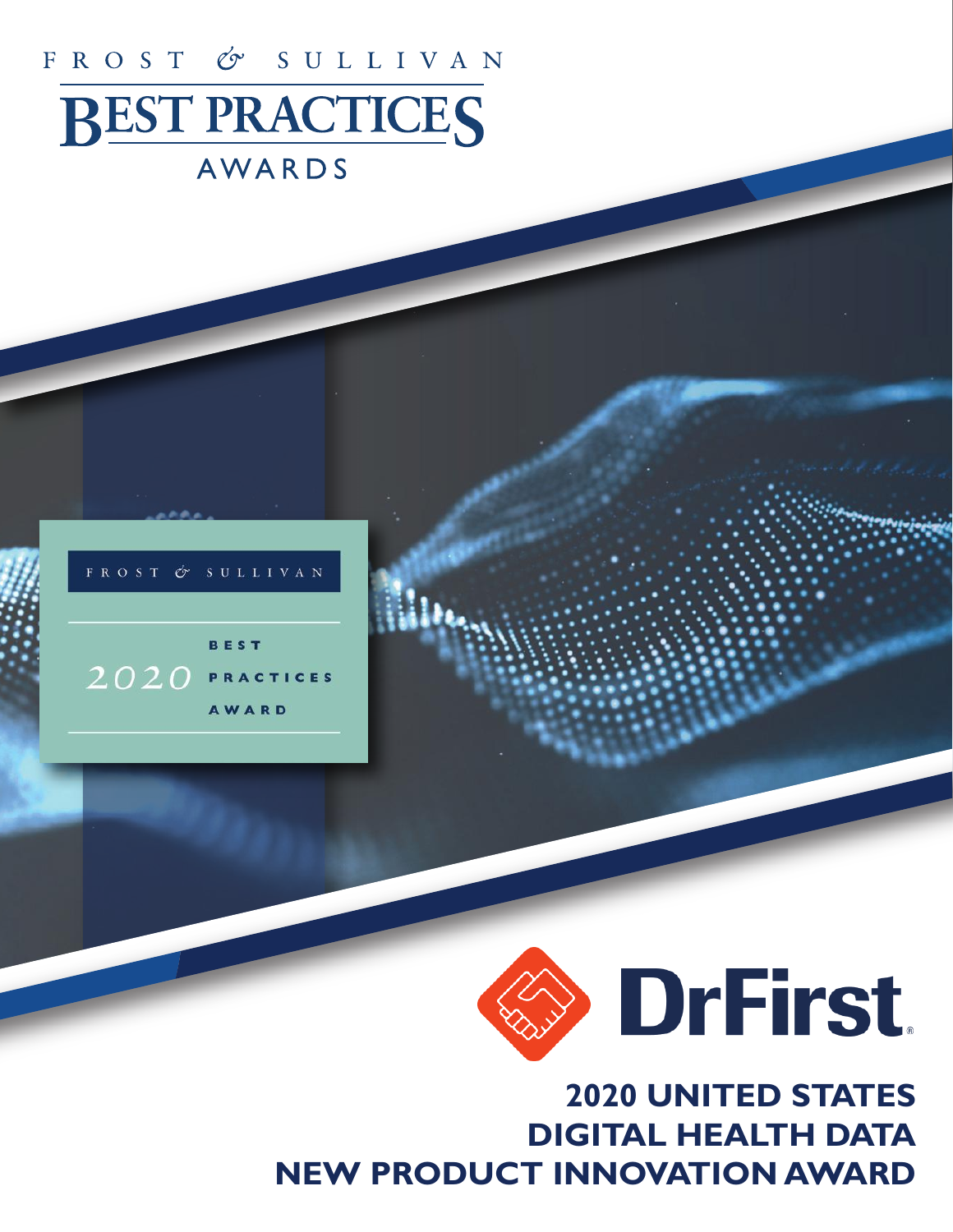FROST & SULLIVAN

# BEST PRACTICES AWARDS

FROST & SULLIVAN

2020 BEST PRACTICES AWARD

DrFirst

## 2020 UNITED STATES DIGITAL HEALTH DATA NEW PRODUCT INNOVATION AWARD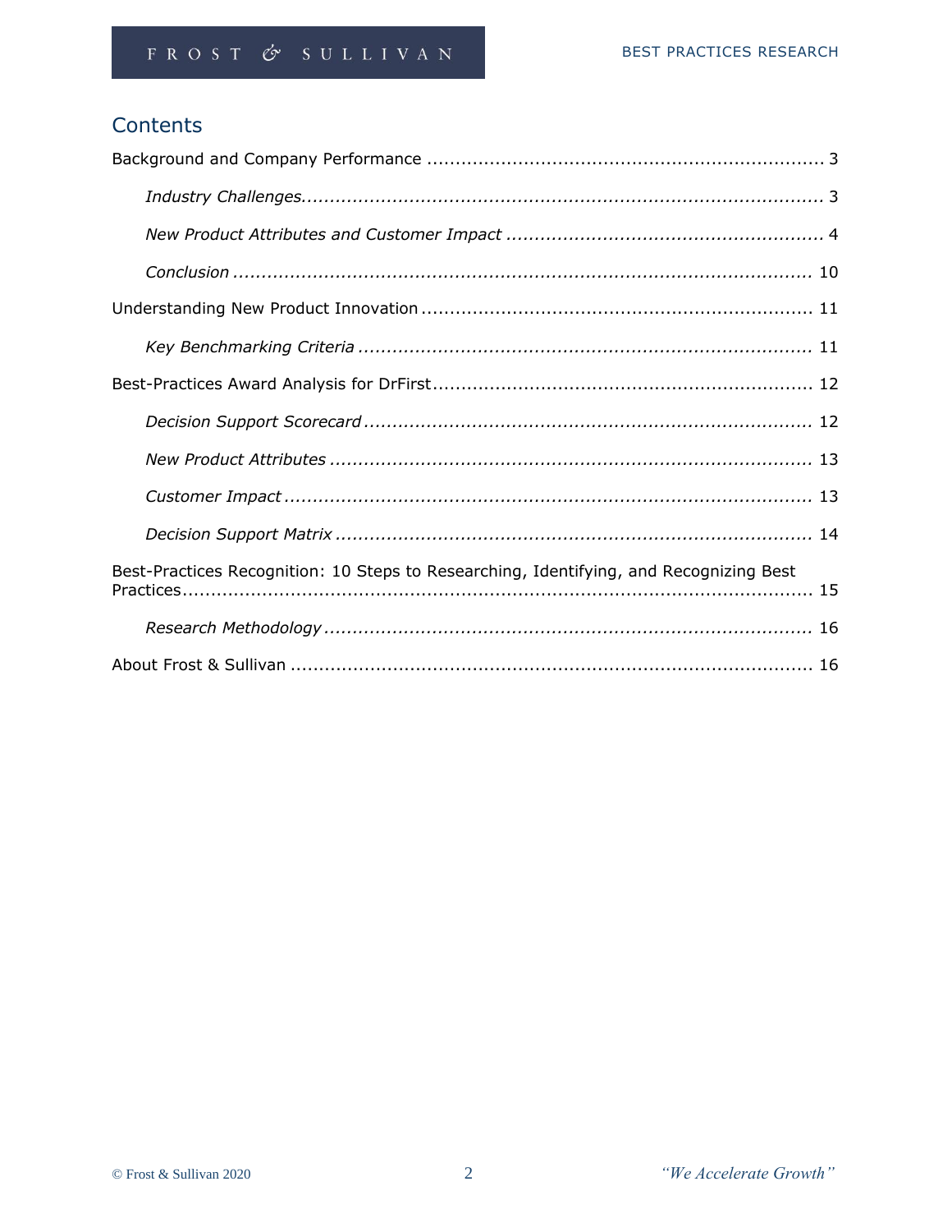## Contents

Background and Company Performance ..................................................................... 3

*Industry Challenges*.......................................................................................... 3

*New Product Attributes and Customer Impact* ....................................................... 4

*Conclusion* ..................................................................................................... 10

Understanding New Product Innovation .................................................................... 11

*Key Benchmarking Criteria* ............................................................................... 11

Best-Practices Award Analysis for DrFirst .................................................................. 12

*Decision Support Scorecard* .............................................................................. 12

*New Product Attributes* .................................................................................... 13

*Customer Impact* ............................................................................................ 13

*Decision Support Matrix* ................................................................................... 14

Best-Practices Recognition: 10 Steps to Researching, Identifying, and Recognizing Best Practices............................................................................................................ 15

*Research Methodology* ..................................................................................... 16

About Frost & Sullivan .......................................................................................... 16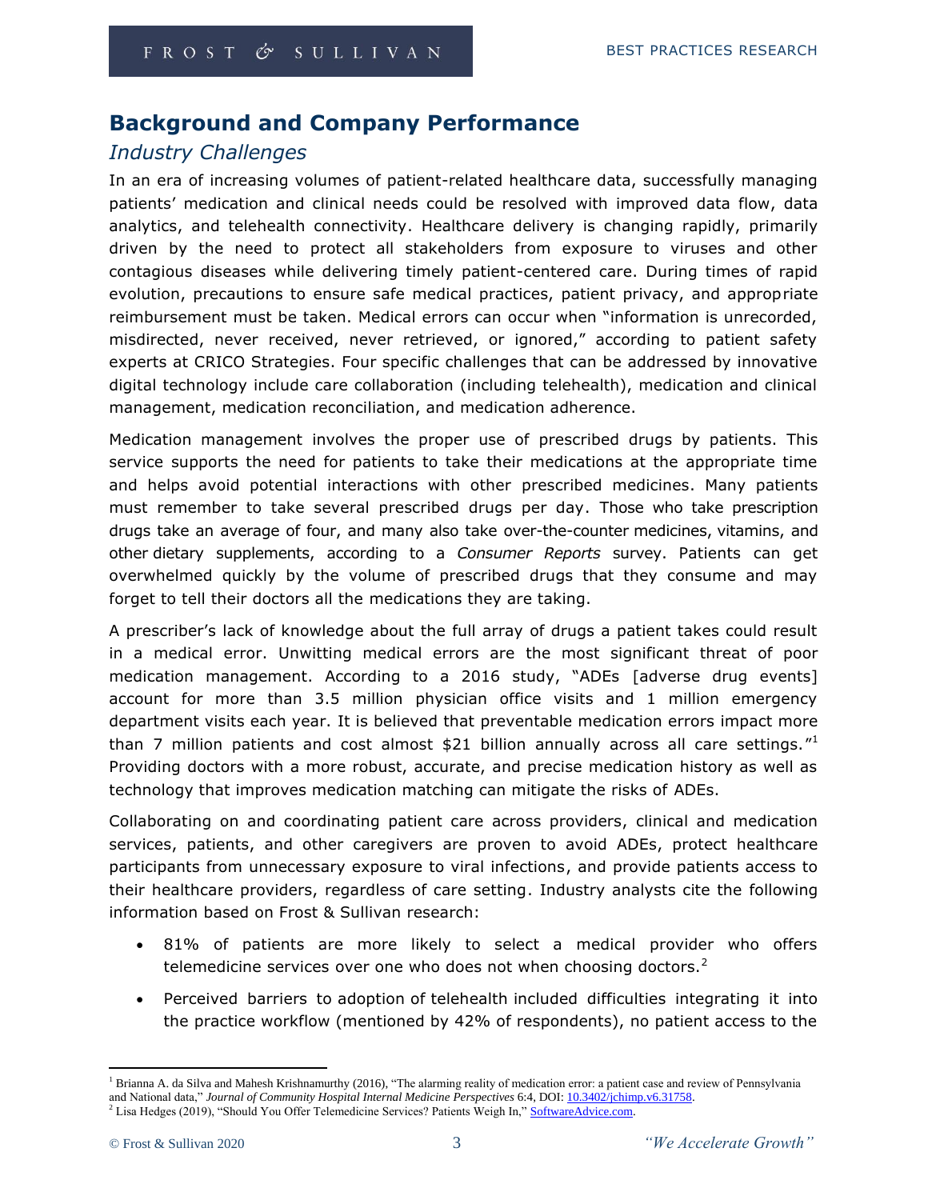## Background and Company Performance

### *Industry Challenges*

In an era of increasing volumes of patient-related healthcare data, successfully managing patients' medication and clinical needs could be resolved with improved data flow, data analytics, and telehealth connectivity. Healthcare delivery is changing rapidly, primarily driven by the need to protect all stakeholders from exposure to viruses and other contagious diseases while delivering timely patient-centered care. During times of rapid evolution, precautions to ensure safe medical practices, patient privacy, and appropriate reimbursement must be taken. Medical errors can occur when "information is unrecorded, misdirected, never received, never retrieved, or ignored," according to patient safety experts at CRICO Strategies. Four specific challenges that can be addressed by innovative digital technology include care collaboration (including telehealth), medication and clinical management, medication reconciliation, and medication adherence.

Medication management involves the proper use of prescribed drugs by patients. This service supports the need for patients to take their medications at the appropriate time and helps avoid potential interactions with other prescribed medicines. Many patients must remember to take several prescribed drugs per day. Those who take prescription drugs take an average of four, and many also take over-the-counter medicines, vitamins, and other dietary supplements, according to a *Consumer Reports* survey. Patients can get overwhelmed quickly by the volume of prescribed drugs that they consume and may forget to tell their doctors all the medications they are taking.

A prescriber's lack of knowledge about the full array of drugs a patient takes could result in a medical error. Unwitting medical errors are the most significant threat of poor medication management. According to a 2016 study, "ADEs [adverse drug events] account for more than 3.5 million physician office visits and 1 million emergency department visits each year. It is believed that preventable medication errors impact more than 7 million patients and cost almost $21 billion annually across all care settings."[1] Providing doctors with a more robust, accurate, and precise medication history as well as technology that improves medication matching can mitigate the risks of ADEs.

Collaborating on and coordinating patient care across providers, clinical and medication services, patients, and other caregivers are proven to avoid ADEs, protect healthcare participants from unnecessary exposure to viral infections, and provide patients access to their healthcare providers, regardless of care setting. Industry analysts cite the following information based on Frost & Sullivan research:

- 81% of patients are more likely to select a medical provider who offers telemedicine services over one who does not when choosing doctors.[2]
- Perceived barriers to adoption of telehealth included difficulties integrating it into the practice workflow (mentioned by 42% of respondents), no patient access to the

---

[1] Brianna A. da Silva and Mahesh Krishnamurthy (2016), "The alarming reality of medication error: a patient case and review of Pennsylvania and National data," *Journal of Community Hospital Internal Medicine Perspectives* 6:4, DOI: 10.3402/jchimp.v6.31758.

[2] Lisa Hedges (2019), "Should You Offer Telemedicine Services? Patients Weigh In," SoftwareAdvice.com.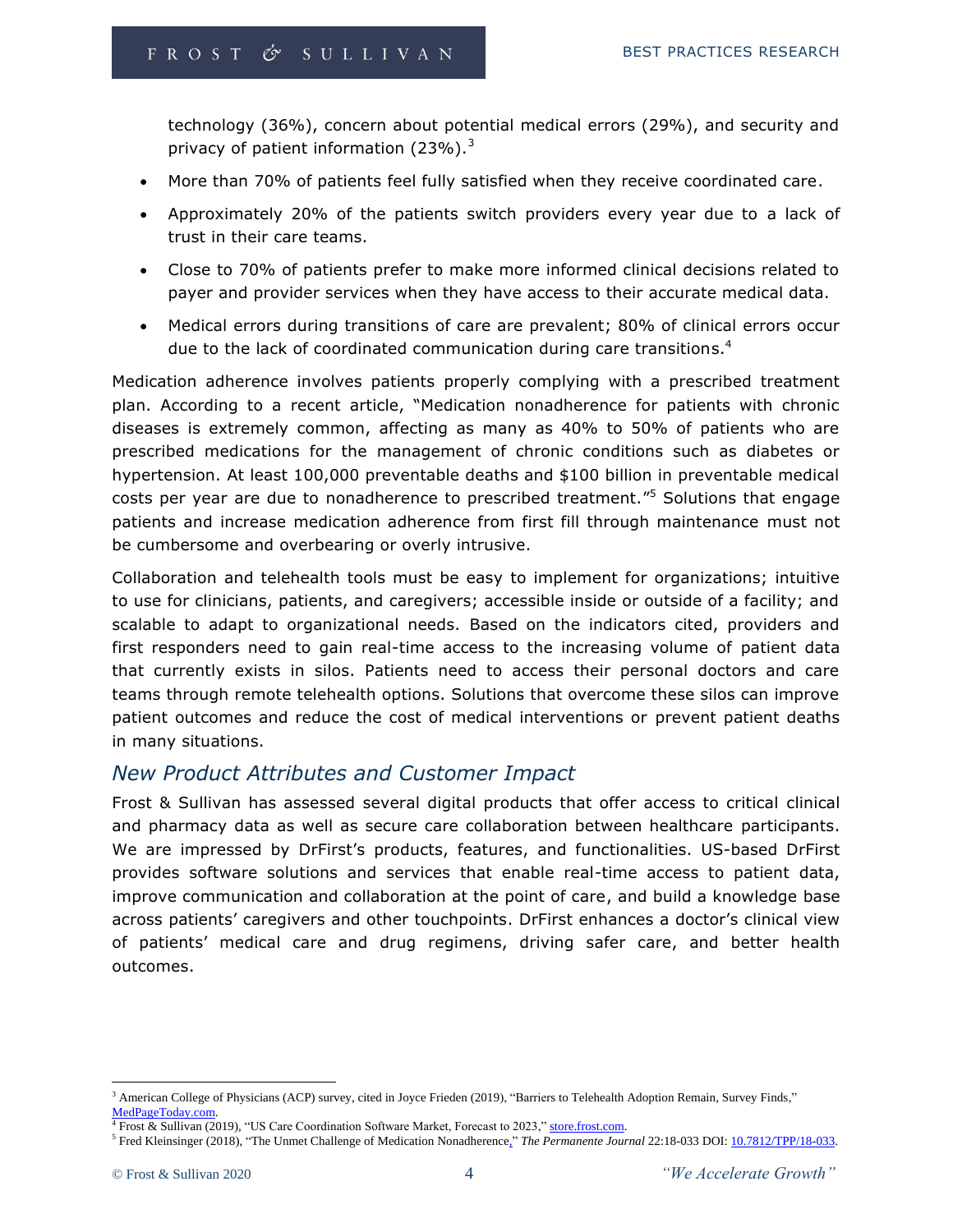technology (36%), concern about potential medical errors (29%), and security and privacy of patient information (23%).[3]

- More than 70% of patients feel fully satisfied when they receive coordinated care.
- Approximately 20% of the patients switch providers every year due to a lack of trust in their care teams.
- Close to 70% of patients prefer to make more informed clinical decisions related to payer and provider services when they have access to their accurate medical data.
- Medical errors during transitions of care are prevalent; 80% of clinical errors occur due to the lack of coordinated communication during care transitions.[4]

Medication adherence involves patients properly complying with a prescribed treatment plan. According to a recent article, "Medication nonadherence for patients with chronic diseases is extremely common, affecting as many as 40% to 50% of patients who are prescribed medications for the management of chronic conditions such as diabetes or hypertension. At least 100,000 preventable deaths and $100 billion in preventable medical costs per year are due to nonadherence to prescribed treatment."[5] Solutions that engage patients and increase medication adherence from first fill through maintenance must not be cumbersome and overbearing or overly intrusive.

Collaboration and telehealth tools must be easy to implement for organizations; intuitive to use for clinicians, patients, and caregivers; accessible inside or outside of a facility; and scalable to adapt to organizational needs. Based on the indicators cited, providers and first responders need to gain real-time access to the increasing volume of patient data that currently exists in silos. Patients need to access their personal doctors and care teams through remote telehealth options. Solutions that overcome these silos can improve patient outcomes and reduce the cost of medical interventions or prevent patient deaths in many situations.

## *New Product Attributes and Customer Impact*

Frost & Sullivan has assessed several digital products that offer access to critical clinical and pharmacy data as well as secure care collaboration between healthcare participants. We are impressed by DrFirst's products, features, and functionalities. US-based DrFirst provides software solutions and services that enable real-time access to patient data, improve communication and collaboration at the point of care, and build a knowledge base across patients' caregivers and other touchpoints. DrFirst enhances a doctor's clinical view of patients' medical care and drug regimens, driving safer care, and better health outcomes.

---

[3] American College of Physicians (ACP) survey, cited in Joyce Frieden (2019), "Barriers to Telehealth Adoption Remain, Survey Finds," MedPageToday.com.

[4] Frost & Sullivan (2019), "US Care Coordination Software Market, Forecast to 2023," store.frost.com.

[5] Fred Kleinsinger (2018), "The Unmet Challenge of Medication Nonadherence," *The Permanente Journal* 22:18-033 DOI: 10.7812/TPP/18-033.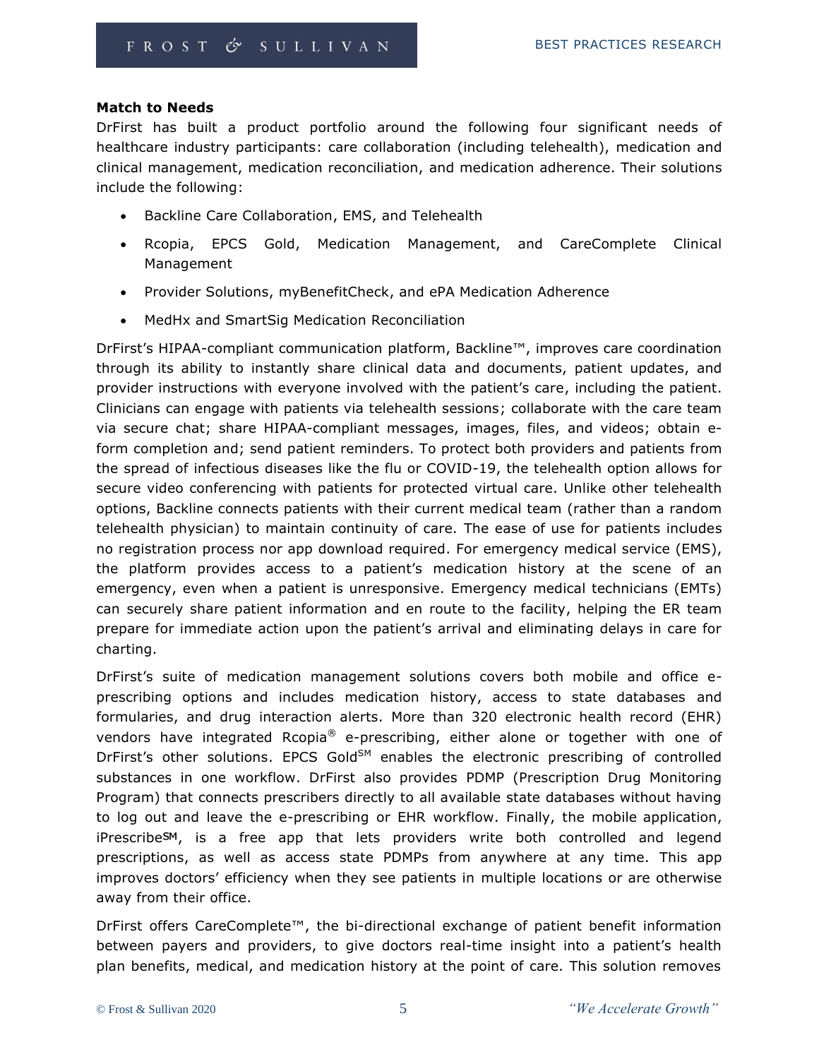**Match to Needs**

DrFirst has built a product portfolio around the following four significant needs of healthcare industry participants: care collaboration (including telehealth), medication and clinical management, medication reconciliation, and medication adherence. Their solutions include the following:

- Backline Care Collaboration, EMS, and Telehealth
- Rcopia, EPCS Gold, Medication Management, and CareComplete Clinical Management
- Provider Solutions, myBenefitCheck, and ePA Medication Adherence
- MedHx and SmartSig Medication Reconciliation

DrFirst's HIPAA-compliant communication platform, Backline™, improves care coordination through its ability to instantly share clinical data and documents, patient updates, and provider instructions with everyone involved with the patient's care, including the patient. Clinicians can engage with patients via telehealth sessions; collaborate with the care team via secure chat; share HIPAA-compliant messages, images, files, and videos; obtain e-form completion and; send patient reminders. To protect both providers and patients from the spread of infectious diseases like the flu or COVID-19, the telehealth option allows for secure video conferencing with patients for protected virtual care. Unlike other telehealth options, Backline connects patients with their current medical team (rather than a random telehealth physician) to maintain continuity of care. The ease of use for patients includes no registration process nor app download required. For emergency medical service (EMS), the platform provides access to a patient's medication history at the scene of an emergency, even when a patient is unresponsive. Emergency medical technicians (EMTs) can securely share patient information and en route to the facility, helping the ER team prepare for immediate action upon the patient's arrival and eliminating delays in care for charting.

DrFirst's suite of medication management solutions covers both mobile and office e-prescribing options and includes medication history, access to state databases and formularies, and drug interaction alerts. More than 320 electronic health record (EHR) vendors have integrated Rcopia® e-prescribing, either alone or together with one of DrFirst's other solutions. EPCS Gold℠ enables the electronic prescribing of controlled substances in one workflow. DrFirst also provides PDMP (Prescription Drug Monitoring Program) that connects prescribers directly to all available state databases without having to log out and leave the e-prescribing or EHR workflow. Finally, the mobile application, iPrescribe℠, is a free app that lets providers write both controlled and legend prescriptions, as well as access state PDMPs from anywhere at any time. This app improves doctors' efficiency when they see patients in multiple locations or are otherwise away from their office.

DrFirst offers CareComplete™, the bi-directional exchange of patient benefit information between payers and providers, to give doctors real-time insight into a patient's health plan benefits, medical, and medication history at the point of care. This solution removes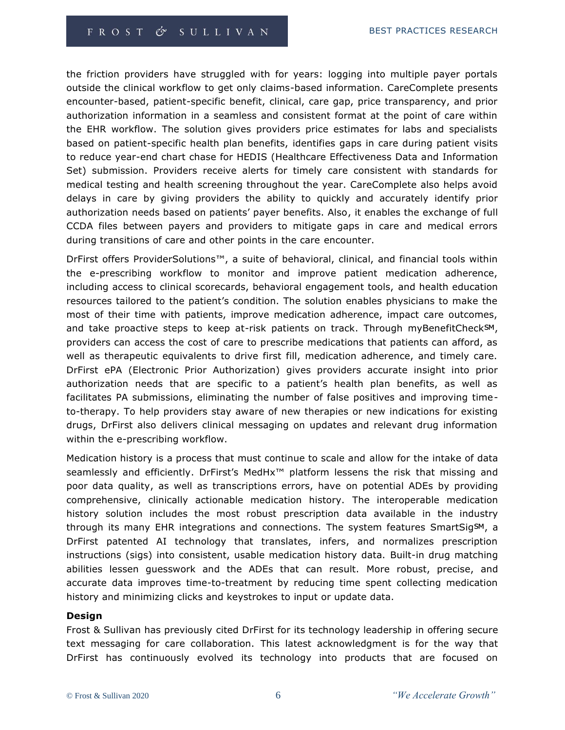the friction providers have struggled with for years: logging into multiple payer portals outside the clinical workflow to get only claims-based information. CareComplete presents encounter-based, patient-specific benefit, clinical, care gap, price transparency, and prior authorization information in a seamless and consistent format at the point of care within the EHR workflow. The solution gives providers price estimates for labs and specialists based on patient-specific health plan benefits, identifies gaps in care during patient visits to reduce year-end chart chase for HEDIS (Healthcare Effectiveness Data and Information Set) submission. Providers receive alerts for timely care consistent with standards for medical testing and health screening throughout the year. CareComplete also helps avoid delays in care by giving providers the ability to quickly and accurately identify prior authorization needs based on patients' payer benefits. Also, it enables the exchange of full CCDA files between payers and providers to mitigate gaps in care and medical errors during transitions of care and other points in the care encounter.

DrFirst offers ProviderSolutions™, a suite of behavioral, clinical, and financial tools within the e-prescribing workflow to monitor and improve patient medication adherence, including access to clinical scorecards, behavioral engagement tools, and health education resources tailored to the patient's condition. The solution enables physicians to make the most of their time with patients, improve medication adherence, impact care outcomes, and take proactive steps to keep at-risk patients on track. Through myBenefitCheck℠, providers can access the cost of care to prescribe medications that patients can afford, as well as therapeutic equivalents to drive first fill, medication adherence, and timely care. DrFirst ePA (Electronic Prior Authorization) gives providers accurate insight into prior authorization needs that are specific to a patient's health plan benefits, as well as facilitates PA submissions, eliminating the number of false positives and improving time-to-therapy. To help providers stay aware of new therapies or new indications for existing drugs, DrFirst also delivers clinical messaging on updates and relevant drug information within the e-prescribing workflow.

Medication history is a process that must continue to scale and allow for the intake of data seamlessly and efficiently. DrFirst's MedHx™ platform lessens the risk that missing and poor data quality, as well as transcriptions errors, have on potential ADEs by providing comprehensive, clinically actionable medication history. The interoperable medication history solution includes the most robust prescription data available in the industry through its many EHR integrations and connections. The system features SmartSig℠, a DrFirst patented AI technology that translates, infers, and normalizes prescription instructions (sigs) into consistent, usable medication history data. Built-in drug matching abilities lessen guesswork and the ADEs that can result. More robust, precise, and accurate data improves time-to-treatment by reducing time spent collecting medication history and minimizing clicks and keystrokes to input or update data.

**Design**

Frost & Sullivan has previously cited DrFirst for its technology leadership in offering secure text messaging for care collaboration. This latest acknowledgment is for the way that DrFirst has continuously evolved its technology into products that are focused on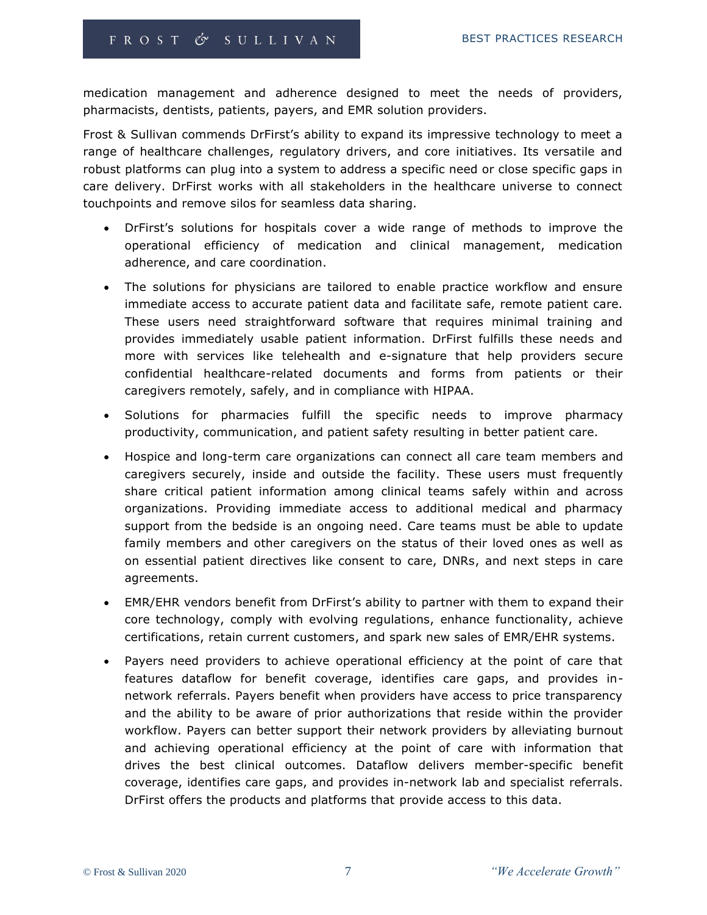medication management and adherence designed to meet the needs of providers, pharmacists, dentists, patients, payers, and EMR solution providers.

Frost & Sullivan commends DrFirst's ability to expand its impressive technology to meet a range of healthcare challenges, regulatory drivers, and core initiatives. Its versatile and robust platforms can plug into a system to address a specific need or close specific gaps in care delivery. DrFirst works with all stakeholders in the healthcare universe to connect touchpoints and remove silos for seamless data sharing.

- DrFirst's solutions for hospitals cover a wide range of methods to improve the operational efficiency of medication and clinical management, medication adherence, and care coordination.
- The solutions for physicians are tailored to enable practice workflow and ensure immediate access to accurate patient data and facilitate safe, remote patient care. These users need straightforward software that requires minimal training and provides immediately usable patient information. DrFirst fulfills these needs and more with services like telehealth and e-signature that help providers secure confidential healthcare-related documents and forms from patients or their caregivers remotely, safely, and in compliance with HIPAA.
- Solutions for pharmacies fulfill the specific needs to improve pharmacy productivity, communication, and patient safety resulting in better patient care.
- Hospice and long-term care organizations can connect all care team members and caregivers securely, inside and outside the facility. These users must frequently share critical patient information among clinical teams safely within and across organizations. Providing immediate access to additional medical and pharmacy support from the bedside is an ongoing need. Care teams must be able to update family members and other caregivers on the status of their loved ones as well as on essential patient directives like consent to care, DNRs, and next steps in care agreements.
- EMR/EHR vendors benefit from DrFirst's ability to partner with them to expand their core technology, comply with evolving regulations, enhance functionality, achieve certifications, retain current customers, and spark new sales of EMR/EHR systems.
- Payers need providers to achieve operational efficiency at the point of care that features dataflow for benefit coverage, identifies care gaps, and provides in-network referrals. Payers benefit when providers have access to price transparency and the ability to be aware of prior authorizations that reside within the provider workflow. Payers can better support their network providers by alleviating burnout and achieving operational efficiency at the point of care with information that drives the best clinical outcomes. Dataflow delivers member-specific benefit coverage, identifies care gaps, and provides in-network lab and specialist referrals. DrFirst offers the products and platforms that provide access to this data.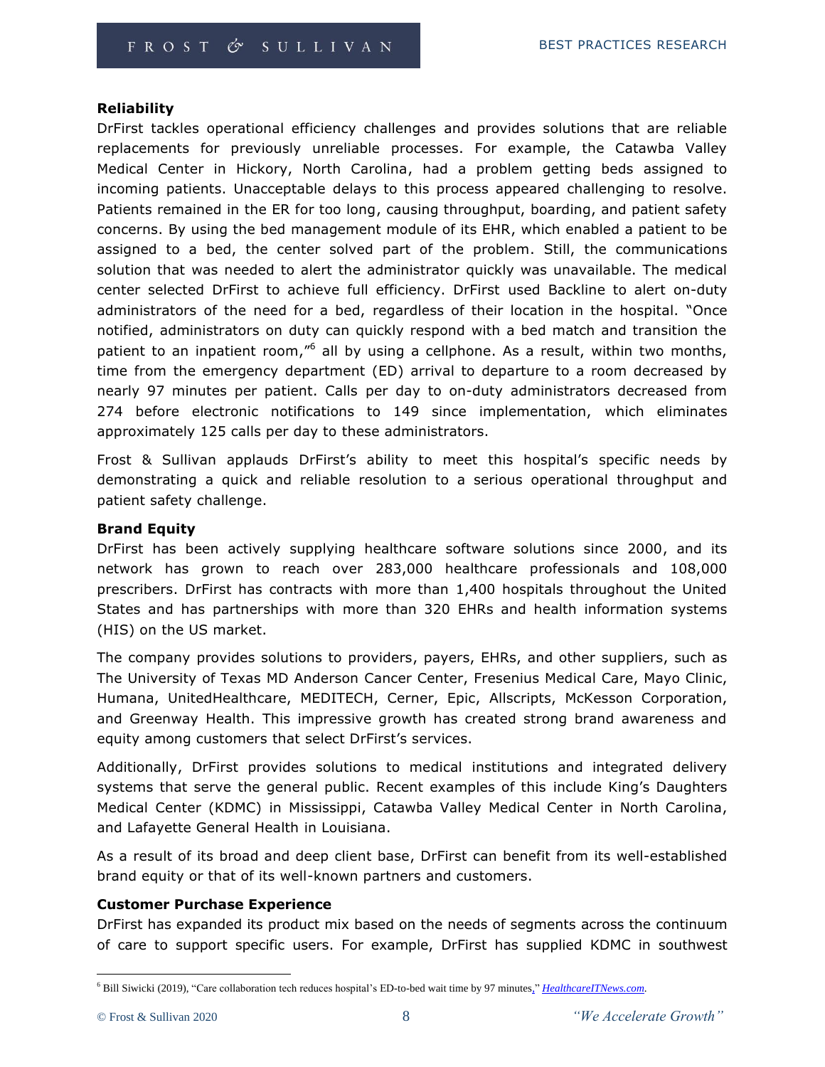**Reliability**

DrFirst tackles operational efficiency challenges and provides solutions that are reliable replacements for previously unreliable processes. For example, the Catawba Valley Medical Center in Hickory, North Carolina, had a problem getting beds assigned to incoming patients. Unacceptable delays to this process appeared challenging to resolve. Patients remained in the ER for too long, causing throughput, boarding, and patient safety concerns. By using the bed management module of its EHR, which enabled a patient to be assigned to a bed, the center solved part of the problem. Still, the communications solution that was needed to alert the administrator quickly was unavailable. The medical center selected DrFirst to achieve full efficiency. DrFirst used Backline to alert on-duty administrators of the need for a bed, regardless of their location in the hospital. "Once notified, administrators on duty can quickly respond with a bed match and transition the patient to an inpatient room,"[6] all by using a cellphone. As a result, within two months, time from the emergency department (ED) arrival to departure to a room decreased by nearly 97 minutes per patient. Calls per day to on-duty administrators decreased from 274 before electronic notifications to 149 since implementation, which eliminates approximately 125 calls per day to these administrators.

Frost & Sullivan applauds DrFirst's ability to meet this hospital's specific needs by demonstrating a quick and reliable resolution to a serious operational throughput and patient safety challenge.

**Brand Equity**

DrFirst has been actively supplying healthcare software solutions since 2000, and its network has grown to reach over 283,000 healthcare professionals and 108,000 prescribers. DrFirst has contracts with more than 1,400 hospitals throughout the United States and has partnerships with more than 320 EHRs and health information systems (HIS) on the US market.

The company provides solutions to providers, payers, EHRs, and other suppliers, such as The University of Texas MD Anderson Cancer Center, Fresenius Medical Care, Mayo Clinic, Humana, UnitedHealthcare, MEDITECH, Cerner, Epic, Allscripts, McKesson Corporation, and Greenway Health. This impressive growth has created strong brand awareness and equity among customers that select DrFirst's services.

Additionally, DrFirst provides solutions to medical institutions and integrated delivery systems that serve the general public. Recent examples of this include King's Daughters Medical Center (KDMC) in Mississippi, Catawba Valley Medical Center in North Carolina, and Lafayette General Health in Louisiana.

As a result of its broad and deep client base, DrFirst can benefit from its well-established brand equity or that of its well-known partners and customers.

**Customer Purchase Experience**

DrFirst has expanded its product mix based on the needs of segments across the continuum of care to support specific users. For example, DrFirst has supplied KDMC in southwest

---

[6] Bill Siwicki (2019), "Care collaboration tech reduces hospital's ED-to-bed wait time by 97 minutes," *HealthcareITNews.com*.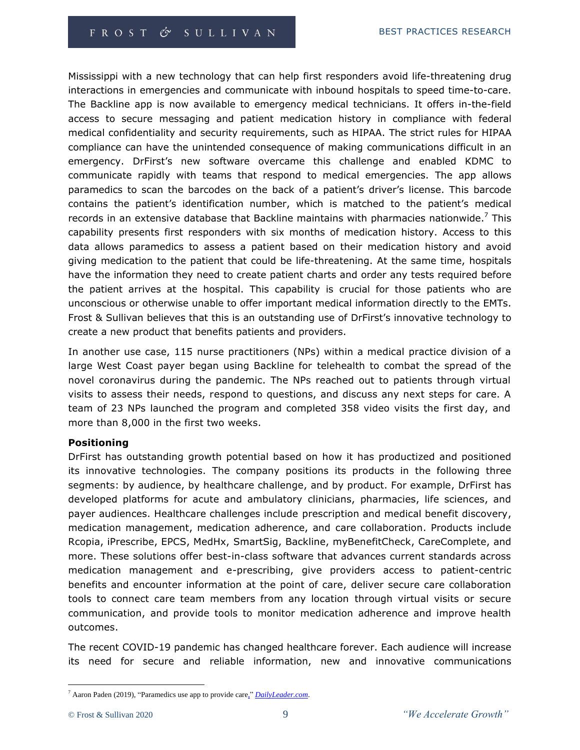Mississippi with a new technology that can help first responders avoid life-threatening drug interactions in emergencies and communicate with inbound hospitals to speed time-to-care. The Backline app is now available to emergency medical technicians. It offers in-the-field access to secure messaging and patient medication history in compliance with federal medical confidentiality and security requirements, such as HIPAA. The strict rules for HIPAA compliance can have the unintended consequence of making communications difficult in an emergency. DrFirst's new software overcame this challenge and enabled KDMC to communicate rapidly with teams that respond to medical emergencies. The app allows paramedics to scan the barcodes on the back of a patient's driver's license. This barcode contains the patient's identification number, which is matched to the patient's medical records in an extensive database that Backline maintains with pharmacies nationwide.[7] This capability presents first responders with six months of medication history. Access to this data allows paramedics to assess a patient based on their medication history and avoid giving medication to the patient that could be life-threatening. At the same time, hospitals have the information they need to create patient charts and order any tests required before the patient arrives at the hospital. This capability is crucial for those patients who are unconscious or otherwise unable to offer important medical information directly to the EMTs. Frost & Sullivan believes that this is an outstanding use of DrFirst's innovative technology to create a new product that benefits patients and providers.

In another use case, 115 nurse practitioners (NPs) within a medical practice division of a large West Coast payer began using Backline for telehealth to combat the spread of the novel coronavirus during the pandemic. The NPs reached out to patients through virtual visits to assess their needs, respond to questions, and discuss any next steps for care. A team of 23 NPs launched the program and completed 358 video visits the first day, and more than 8,000 in the first two weeks.

**Positioning**

DrFirst has outstanding growth potential based on how it has productized and positioned its innovative technologies. The company positions its products in the following three segments: by audience, by healthcare challenge, and by product. For example, DrFirst has developed platforms for acute and ambulatory clinicians, pharmacies, life sciences, and payer audiences. Healthcare challenges include prescription and medical benefit discovery, medication management, medication adherence, and care collaboration. Products include Rcopia, iPrescribe, EPCS, MedHx, SmartSig, Backline, myBenefitCheck, CareComplete, and more. These solutions offer best-in-class software that advances current standards across medication management and e-prescribing, give providers access to patient-centric benefits and encounter information at the point of care, deliver secure care collaboration tools to connect care team members from any location through virtual visits or secure communication, and provide tools to monitor medication adherence and improve health outcomes.

The recent COVID-19 pandemic has changed healthcare forever. Each audience will increase its need for secure and reliable information, new and innovative communications

---

[7] Aaron Paden (2019), "Paramedics use app to provide care," *DailyLeader.com*.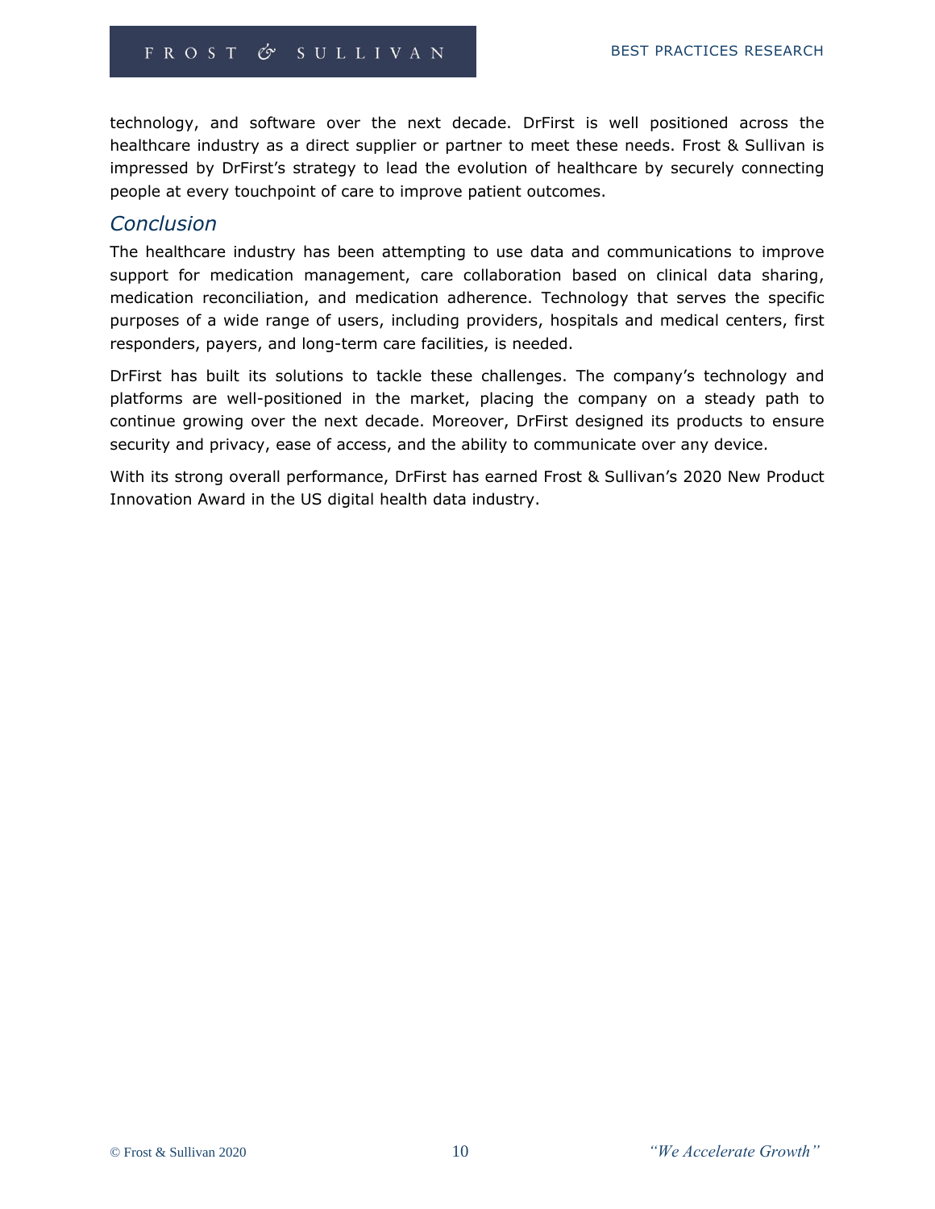technology, and software over the next decade. DrFirst is well positioned across the healthcare industry as a direct supplier or partner to meet these needs. Frost & Sullivan is impressed by DrFirst's strategy to lead the evolution of healthcare by securely connecting people at every touchpoint of care to improve patient outcomes.

## *Conclusion*

The healthcare industry has been attempting to use data and communications to improve support for medication management, care collaboration based on clinical data sharing, medication reconciliation, and medication adherence. Technology that serves the specific purposes of a wide range of users, including providers, hospitals and medical centers, first responders, payers, and long-term care facilities, is needed.

DrFirst has built its solutions to tackle these challenges. The company's technology and platforms are well-positioned in the market, placing the company on a steady path to continue growing over the next decade. Moreover, DrFirst designed its products to ensure security and privacy, ease of access, and the ability to communicate over any device.

With its strong overall performance, DrFirst has earned Frost & Sullivan's 2020 New Product Innovation Award in the US digital health data industry.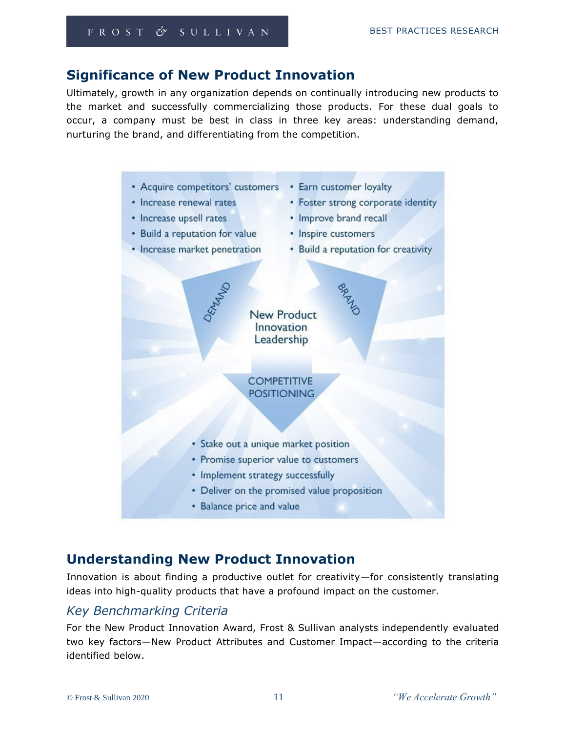## Significance of New Product Innovation

Ultimately, growth in any organization depends on continually introducing new products to the market and successfully commercializing those products. For these dual goals to occur, a company must be best in class in three key areas: understanding demand, nurturing the brand, and differentiating from the competition.

- Acquire competitors' customers
- Increase renewal rates
- Increase upsell rates
- Build a reputation for value
- Increase market penetration

- Earn customer loyalty
- Foster strong corporate identity
- Improve brand recall
- Inspire customers
- Build a reputation for creativity

DEMAND

BRAND

New Product Innovation Leadership

COMPETITIVE POSITIONING

- Stake out a unique market position
- Promise superior value to customers
- Implement strategy successfully
- Deliver on the promised value proposition
- Balance price and value

## Understanding New Product Innovation

Innovation is about finding a productive outlet for creativity—for consistently translating ideas into high-quality products that have a profound impact on the customer.

### *Key Benchmarking Criteria*

For the New Product Innovation Award, Frost & Sullivan analysts independently evaluated two key factors—New Product Attributes and Customer Impact—according to the criteria identified below.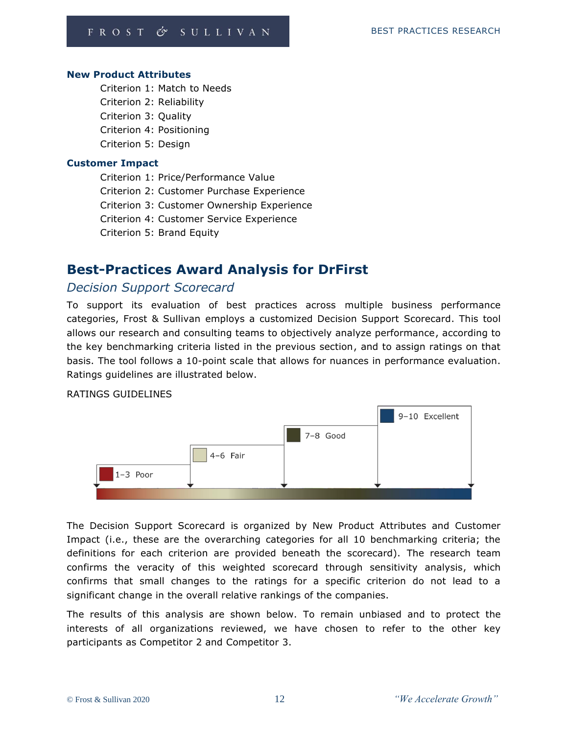**New Product Attributes**

Criterion 1: Match to Needs
Criterion 2: Reliability
Criterion 3: Quality
Criterion 4: Positioning
Criterion 5: Design

**Customer Impact**

Criterion 1: Price/Performance Value
Criterion 2: Customer Purchase Experience
Criterion 3: Customer Ownership Experience
Criterion 4: Customer Service Experience
Criterion 5: Brand Equity

## Best-Practices Award Analysis for DrFirst

### *Decision Support Scorecard*

To support its evaluation of best practices across multiple business performance categories, Frost & Sullivan employs a customized Decision Support Scorecard. This tool allows our research and consulting teams to objectively analyze performance, according to the key benchmarking criteria listed in the previous section, and to assign ratings on that basis. The tool follows a 10-point scale that allows for nuances in performance evaluation. Ratings guidelines are illustrated below.

RATINGS GUIDELINES

1–3 Poor
4–6 Fair
7–8 Good
9–10 Excellent

The Decision Support Scorecard is organized by New Product Attributes and Customer Impact (i.e., these are the overarching categories for all 10 benchmarking criteria; the definitions for each criterion are provided beneath the scorecard). The research team confirms the veracity of this weighted scorecard through sensitivity analysis, which confirms that small changes to the ratings for a specific criterion do not lead to a significant change in the overall relative rankings of the companies.

The results of this analysis are shown below. To remain unbiased and to protect the interests of all organizations reviewed, we have chosen to refer to the other key participants as Competitor 2 and Competitor 3.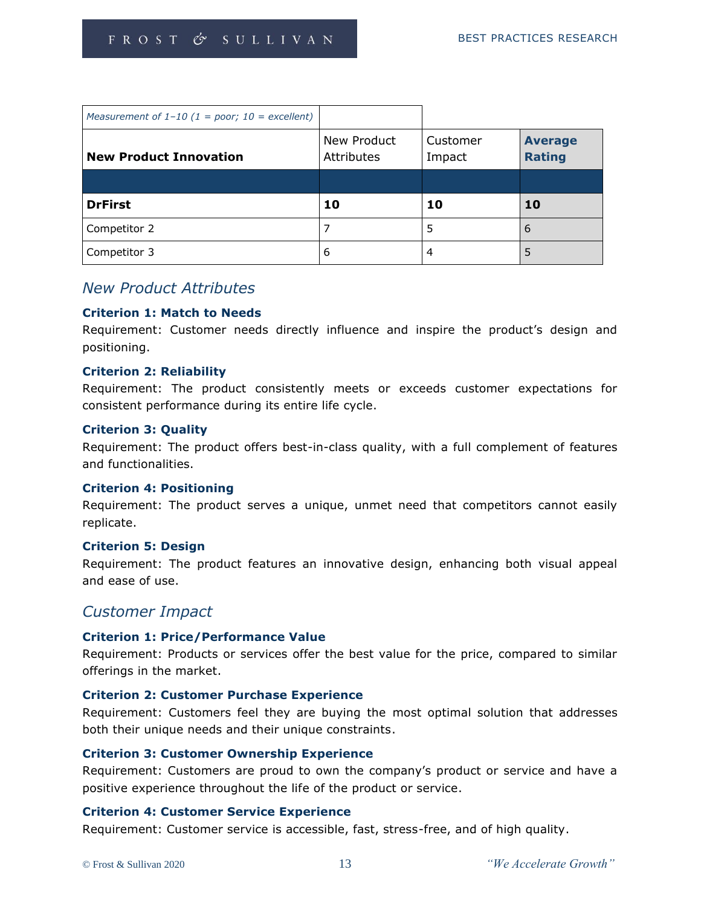| *Measurement of 1–10 (1 = poor; 10 = excellent)* | | | |
|---|---|---|---|
| **New Product Innovation** | New Product Attributes | Customer Impact | **Average Rating** |
| | | | |
| **DrFirst** | **10** | **10** | **10** |
| Competitor 2 | 7 | 5 | 6 |
| Competitor 3 | 6 | 4 | 5 |

## *New Product Attributes*

**Criterion 1: Match to Needs**

Requirement: Customer needs directly influence and inspire the product's design and positioning.

**Criterion 2: Reliability**

Requirement: The product consistently meets or exceeds customer expectations for consistent performance during its entire life cycle.

**Criterion 3: Quality**

Requirement: The product offers best-in-class quality, with a full complement of features and functionalities.

**Criterion 4: Positioning**

Requirement: The product serves a unique, unmet need that competitors cannot easily replicate.

**Criterion 5: Design**

Requirement: The product features an innovative design, enhancing both visual appeal and ease of use.

## *Customer Impact*

**Criterion 1: Price/Performance Value**

Requirement: Products or services offer the best value for the price, compared to similar offerings in the market.

**Criterion 2: Customer Purchase Experience**

Requirement: Customers feel they are buying the most optimal solution that addresses both their unique needs and their unique constraints.

**Criterion 3: Customer Ownership Experience**

Requirement: Customers are proud to own the company's product or service and have a positive experience throughout the life of the product or service.

**Criterion 4: Customer Service Experience**

Requirement: Customer service is accessible, fast, stress-free, and of high quality.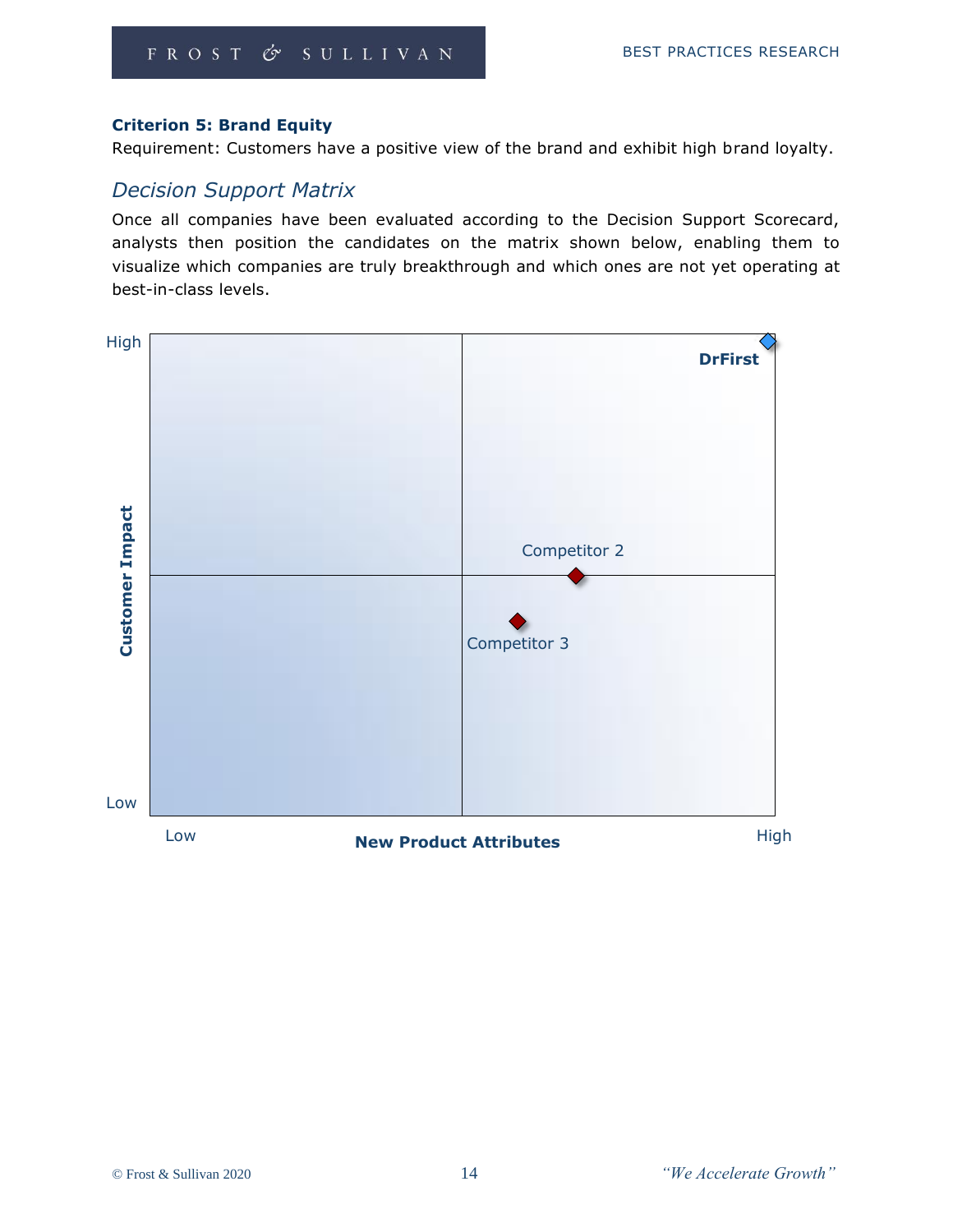**Criterion 5: Brand Equity**

Requirement: Customers have a positive view of the brand and exhibit high brand loyalty.

## *Decision Support Matrix*

Once all companies have been evaluated according to the Decision Support Scorecard, analysts then position the candidates on the matrix shown below, enabling them to visualize which companies are truly breakthrough and which ones are not yet operating at best-in-class levels.

High

DrFirst

Customer Impact

Competitor 2

Competitor 3

Low

Low **New Product Attributes** High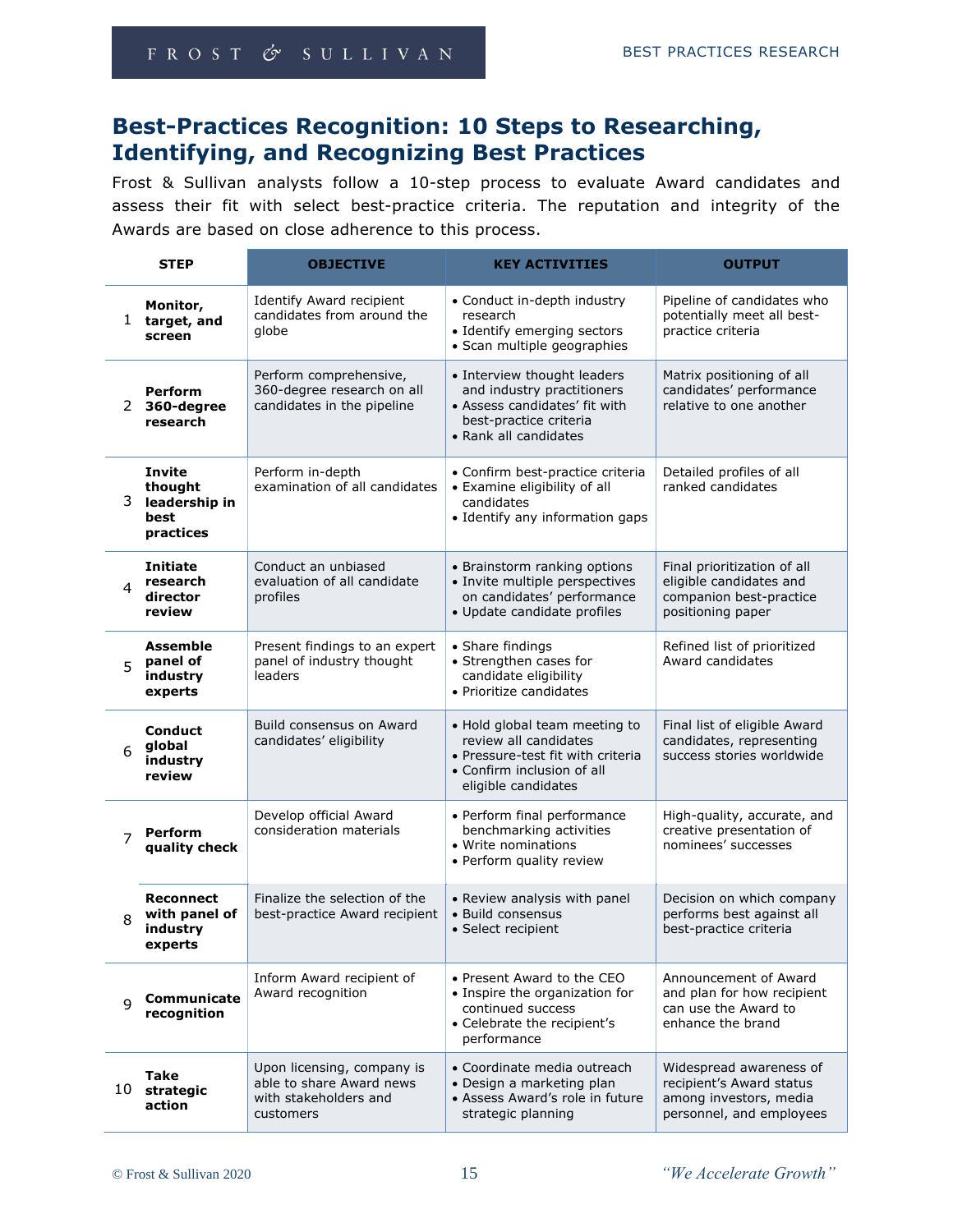## Best-Practices Recognition: 10 Steps to Researching, Identifying, and Recognizing Best Practices

Frost & Sullivan analysts follow a 10-step process to evaluate Award candidates and assess their fit with select best-practice criteria. The reputation and integrity of the Awards are based on close adherence to this process.

| | STEP | OBJECTIVE | KEY ACTIVITIES | OUTPUT |
|---|---|---|---|---|
| 1 | **Monitor, target, and screen** | Identify Award recipient candidates from around the globe | • Conduct in-depth industry research<br>• Identify emerging sectors<br>• Scan multiple geographies | Pipeline of candidates who potentially meet all best-practice criteria |
| 2 | **Perform 360-degree research** | Perform comprehensive, 360-degree research on all candidates in the pipeline | • Interview thought leaders and industry practitioners<br>• Assess candidates' fit with best-practice criteria<br>• Rank all candidates | Matrix positioning of all candidates' performance relative to one another |
| 3 | **Invite thought leadership in best practices** | Perform in-depth examination of all candidates | • Confirm best-practice criteria<br>• Examine eligibility of all candidates<br>• Identify any information gaps | Detailed profiles of all ranked candidates |
| 4 | **Initiate research director review** | Conduct an unbiased evaluation of all candidate profiles | • Brainstorm ranking options<br>• Invite multiple perspectives on candidates' performance<br>• Update candidate profiles | Final prioritization of all eligible candidates and companion best-practice positioning paper |
| 5 | **Assemble panel of industry experts** | Present findings to an expert panel of industry thought leaders | • Share findings<br>• Strengthen cases for candidate eligibility<br>• Prioritize candidates | Refined list of prioritized Award candidates |
| 6 | **Conduct global industry review** | Build consensus on Award candidates' eligibility | • Hold global team meeting to review all candidates<br>• Pressure-test fit with criteria<br>• Confirm inclusion of all eligible candidates | Final list of eligible Award candidates, representing success stories worldwide |
| 7 | **Perform quality check** | Develop official Award consideration materials | • Perform final performance benchmarking activities<br>• Write nominations<br>• Perform quality review | High-quality, accurate, and creative presentation of nominees' successes |
| 8 | **Reconnect with panel of industry experts** | Finalize the selection of the best-practice Award recipient | • Review analysis with panel<br>• Build consensus<br>• Select recipient | Decision on which company performs best against all best-practice criteria |
| 9 | **Communicate recognition** | Inform Award recipient of Award recognition | • Present Award to the CEO<br>• Inspire the organization for continued success<br>• Celebrate the recipient's performance | Announcement of Award and plan for how recipient can use the Award to enhance the brand |
| 10 | **Take strategic action** | Upon licensing, company is able to share Award news with stakeholders and customers | • Coordinate media outreach<br>• Design a marketing plan<br>• Assess Award's role in future strategic planning | Widespread awareness of recipient's Award status among investors, media personnel, and employees |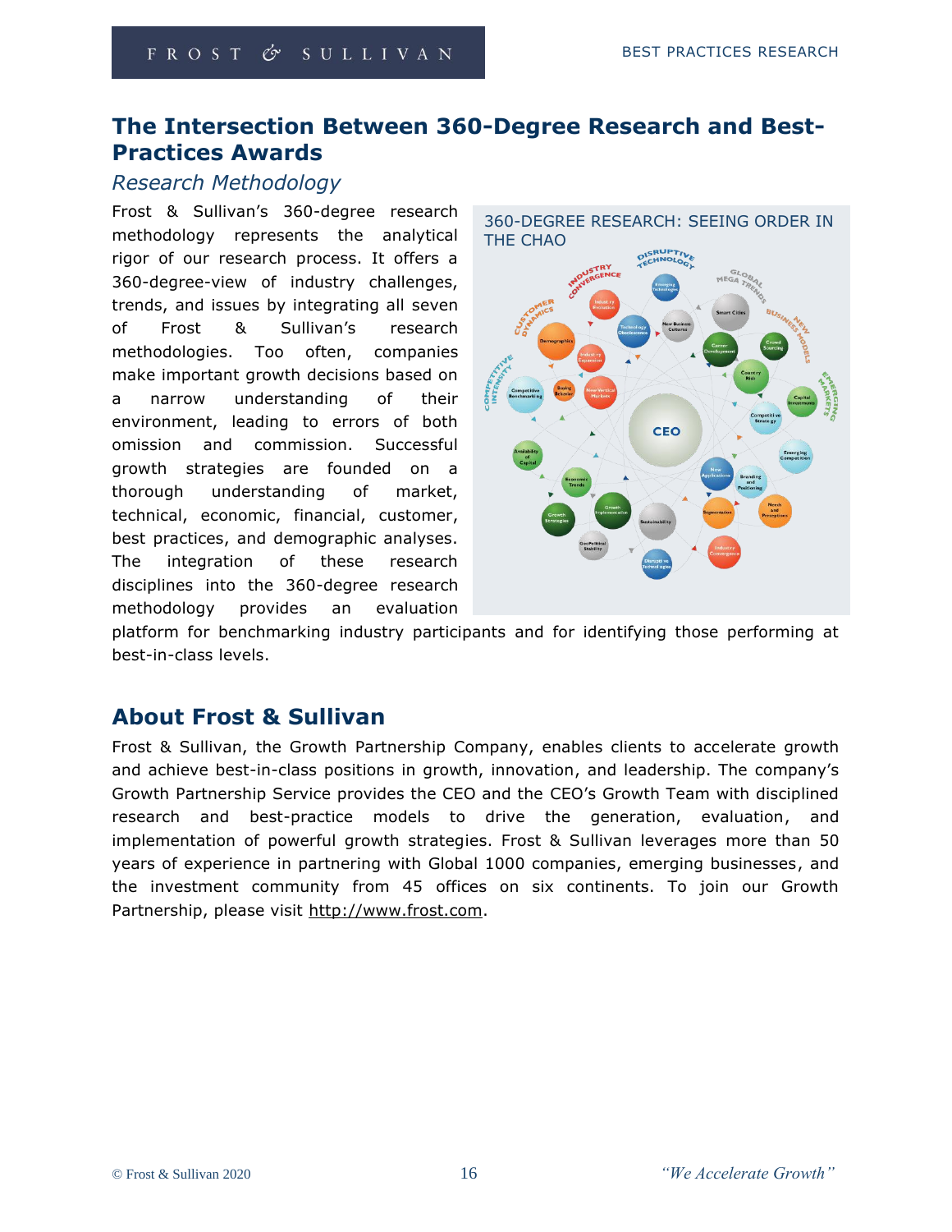## The Intersection Between 360-Degree Research and Best-Practices Awards

### *Research Methodology*

Frost & Sullivan's 360-degree research methodology represents the analytical rigor of our research process. It offers a 360-degree-view of industry challenges, trends, and issues by integrating all seven of Frost & Sullivan's research methodologies. Too often, companies make important growth decisions based on a narrow understanding of their environment, leading to errors of both omission and commission. Successful growth strategies are founded on a thorough understanding of market, technical, economic, financial, customer, best practices, and demographic analyses. The integration of these research disciplines into the 360-degree research methodology provides an evaluation platform for benchmarking industry participants and for identifying those performing at best-in-class levels.

360-DEGREE RESEARCH: SEEING ORDER IN THE CHAO

DISRUPTIVE TECHNOLOGY
INDUSTRY CONVERGENCE
GLOBAL MEGA TRENDS
CUSTOMER DYNAMICS
BUSINESS NEW MODELS
COMPETITIVE INTENSITY
EMERGING MARKETS
CEO

## About Frost & Sullivan

Frost & Sullivan, the Growth Partnership Company, enables clients to accelerate growth and achieve best-in-class positions in growth, innovation, and leadership. The company's Growth Partnership Service provides the CEO and the CEO's Growth Team with disciplined research and best-practice models to drive the generation, evaluation, and implementation of powerful growth strategies. Frost & Sullivan leverages more than 50 years of experience in partnering with Global 1000 companies, emerging businesses, and the investment community from 45 offices on six continents. To join our Growth Partnership, please visit http://www.frost.com.